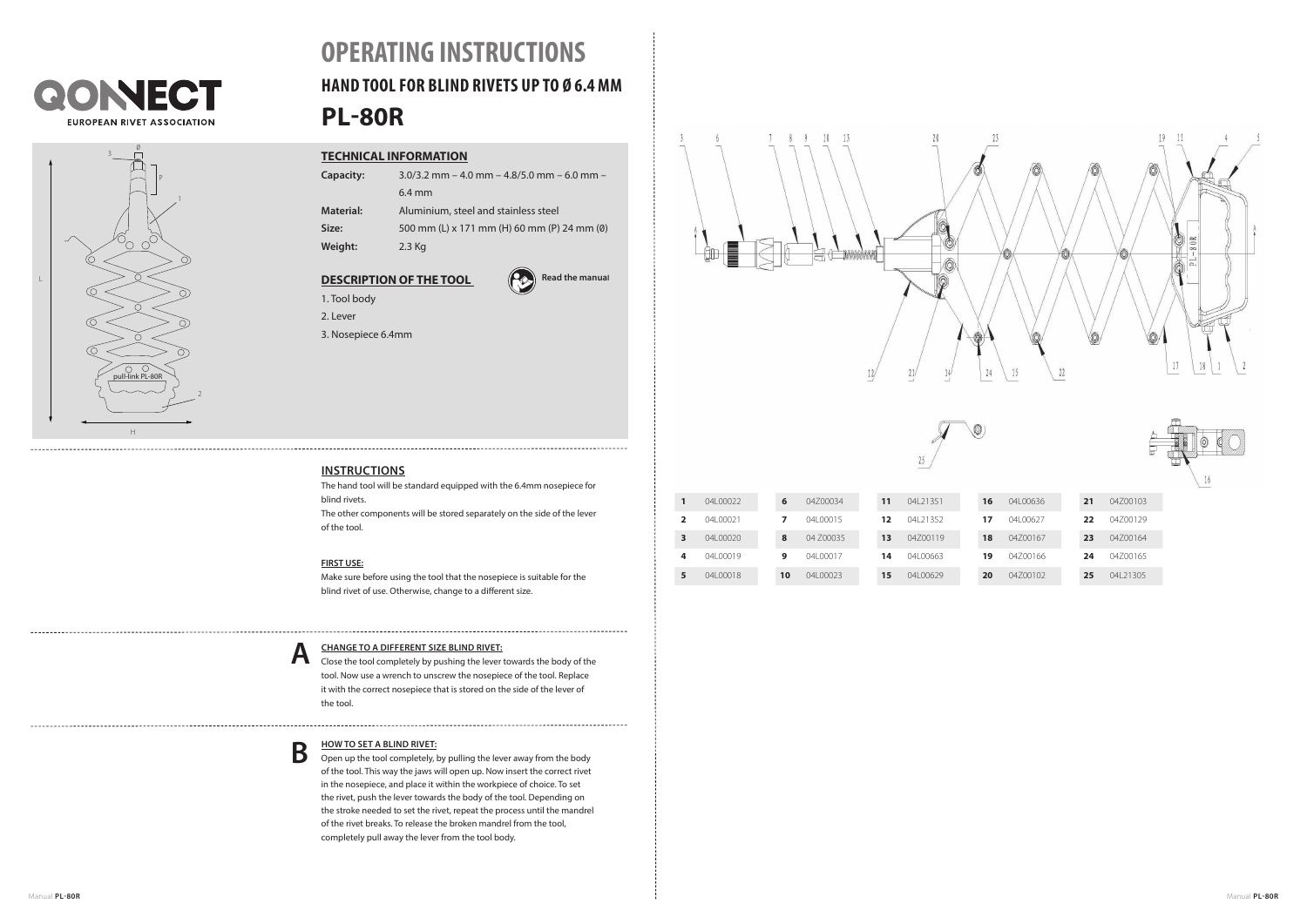# OPERATING INSTRUCTIONS

## HAND TOOL FOR BLIND RIVETS UP TO Ø 6.4 MM

# PL-80R

### TECHNICAL INFORMATION

**Capacity:** 3.0/3.2 mm – 4.0 mm – 4.8/5.0 mm – 6.0 mm – 6.4 mm

**Material:** Aluminium, steel and stainless steel

**Size:** 500 mm (L) x 171 mm (H) 60 mm (P) 24 mm (Ø)

**Weight:** 2.3 Kg

### DESCRIPTION OF THE TOOL

Read the manual

1. Tool body
2. Lever
3. Nosepiece 6.4mm

### INSTRUCTIONS

The hand tool will be standard equipped with the 6.4mm nosepiece for blind rivets.

The other components will be stored separately on the side of the lever of the tool.

**FIRST USE:**

Make sure before using the tool that the nosepiece is suitable for the blind rivet of use. Otherwise, change to a different size.

**A**

**CHANGE TO A DIFFERENT SIZE BLIND RIVET:**

Close the tool completely by pushing the lever towards the body of the tool. Now use a wrench to unscrew the nosepiece of the tool. Replace it with the correct nosepiece that is stored on the side of the lever of the tool.

**B**

**HOW TO SET A BLIND RIVET:**

Open up the tool completely, by pulling the lever away from the body of the tool. This way the jaws will open up. Now insert the correct rivet in the nosepiece, and place it within the workpiece of choice. To set the rivet, push the lever towards the body of the tool. Depending on the stroke needed to set the rivet, repeat the process until the mandrel of the rivet breaks. To release the broken mandrel from the tool, completely pull away the lever from the tool body.

| | | | | | | | | | |
|---|---|---|---|---|---|---|---|---|---|
| **1** | 04L00022 | **6** | 04Z00034 | **11** | 04L21351 | **16** | 04L00636 | **21** | 04Z00103 |
| **2** | 04L00021 | **7** | 04L00015 | **12** | 04L21352 | **17** | 04L00627 | **22** | 04Z00129 |
| **3** | 04L00020 | **8** | 04 Z00035 | **13** | 04Z00119 | **18** | 04Z00167 | **23** | 04Z00164 |
| **4** | 04L00019 | **9** | 04L00017 | **14** | 04L00663 | **19** | 04Z00166 | **24** | 04Z00165 |
| **5** | 04L00018 | **10** | 04L00023 | **15** | 04L00629 | **20** | 04Z00102 | **25** | 04L21305 |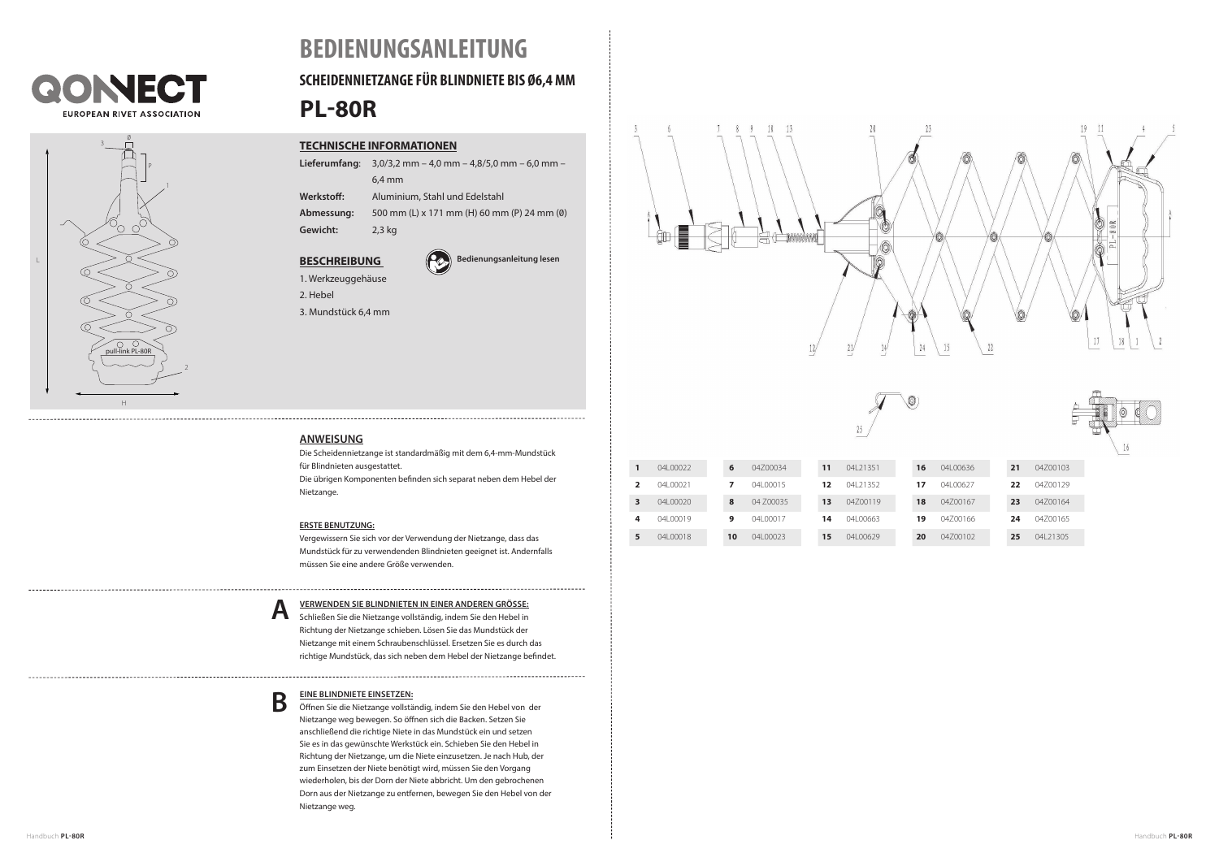QONNECT

EUROPEAN RIVET ASSOCIATION

# BEDIENUNGSANLEITUNG

## SCHEIDENNIETZANGE FÜR BLINDNIETE BIS Ø6,4 MM

# PL-80R

### TECHNISCHE INFORMATIONEN

| | |
|---|---|
| **Lieferumfang**: | 3,0/3,2 mm – 4,0 mm – 4,8/5,0 mm – 6,0 mm – 6,4 mm |
| **Werkstoff:** | Aluminium, Stahl und Edelstahl |
| **Abmessung:** | 500 mm (L) x 171 mm (H) 60 mm (P) 24 mm (Ø) |
| **Gewicht:** | 2,3 kg |

### BESCHREIBUNG

**Bedienungsanleitung lesen**

1. Werkzeuggehäuse
2. Hebel
3. Mundstück 6,4 mm

### ANWEISUNG

Die Scheidennietzange ist standardmäßig mit dem 6,4-mm-Mundstück für Blindnieten ausgestattet.
Die übrigen Komponenten befinden sich separat neben dem Hebel der Nietzange.

**ERSTE BENUTZUNG:**

Vergewissern Sie sich vor der Verwendung der Nietzange, dass das Mundstück für zu verwendenden Blindnieten geeignet ist. Andernfalls müssen Sie eine andere Größe verwenden.

**A**

**VERWENDEN SIE BLINDNIETEN IN EINER ANDEREN GRÖSSE:**

Schließen Sie die Nietzange vollständig, indem Sie den Hebel in Richtung der Nietzange schieben. Lösen Sie das Mundstück der Nietzange mit einem Schraubenschlüssel. Ersetzen Sie es durch das richtige Mundstück, das sich neben dem Hebel der Nietzange befindet.

**B**

**EINE BLINDNIETE EINSETZEN:**

Öffnen Sie die Nietzange vollständig, indem Sie den Hebel von der Nietzange weg bewegen. So öffnen sich die Backen. Setzen Sie anschließend die richtige Niete in das Mundstück ein und setzen Sie es in das gewünschte Werkstück ein. Schieben Sie den Hebel in Richtung der Nietzange, um die Niete einzusetzen. Je nach Hub, der zum Einsetzen der Niete benötigt wird, müssen Sie den Vorgang wiederholen, bis der Dorn der Niete abbricht. Um den gebrochenen Dorn aus der Nietzange zu entfernen, bewegen Sie den Hebel von der Nietzange weg.

| | | | | | | | | | |
|---|---|---|---|---|---|---|---|---|---|
| **1** | 04L00022 | **6** | 04Z00034 | **11** | 04L21351 | **16** | 04L00636 | **21** | 04Z00103 |
| **2** | 04L00021 | **7** | 04L00015 | **12** | 04L21352 | **17** | 04L00627 | **22** | 04Z00129 |
| **3** | 04L00020 | **8** | 04 Z00035 | **13** | 04Z00119 | **18** | 04Z00167 | **23** | 04Z00164 |
| **4** | 04L00019 | **9** | 04L00017 | **14** | 04L00663 | **19** | 04Z00166 | **24** | 04Z00165 |
| **5** | 04L00018 | **10** | 04L00023 | **15** | 04L00629 | **20** | 04Z00102 | **25** | 04L21305 |